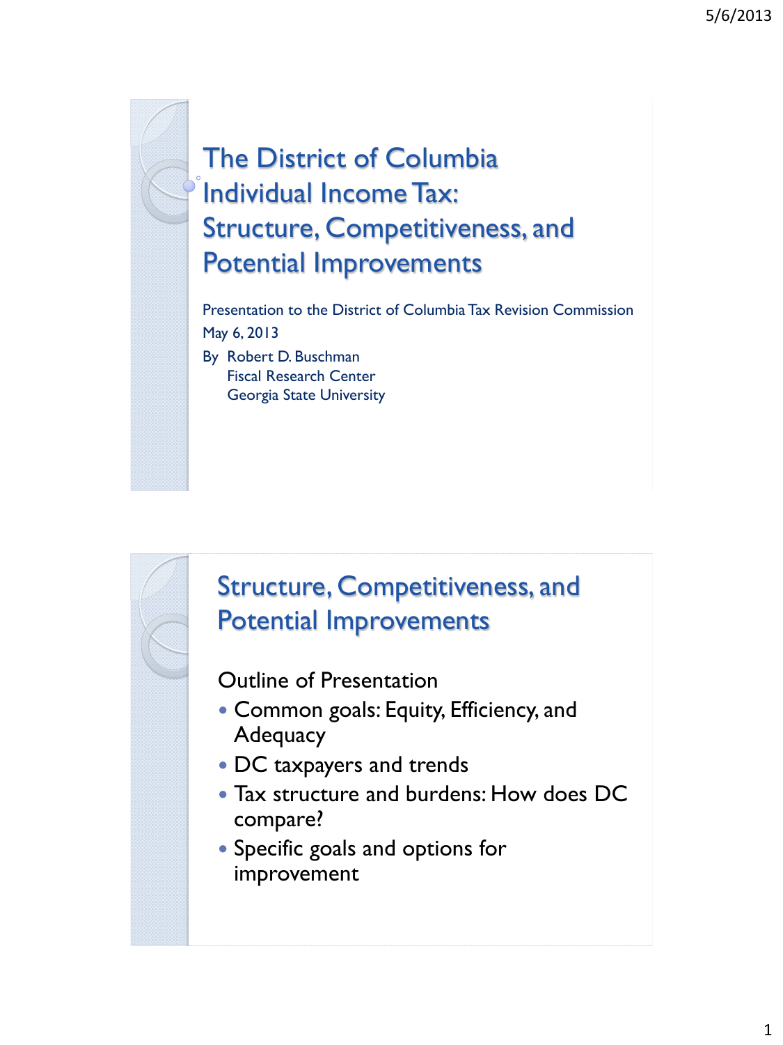# The District of Columbia Individual Income Tax: Structure, Competitiveness, and Potential Improvements

Presentation to the District of Columbia Tax Revision Commission

May 6, 2013

By Robert D. Buschman
Fiscal Research Center
Georgia State University

## Structure, Competitiveness, and Potential Improvements

Outline of Presentation

- Common goals: Equity, Efficiency, and Adequacy
- DC taxpayers and trends
- Tax structure and burdens: How does DC compare?
- Specific goals and options for improvement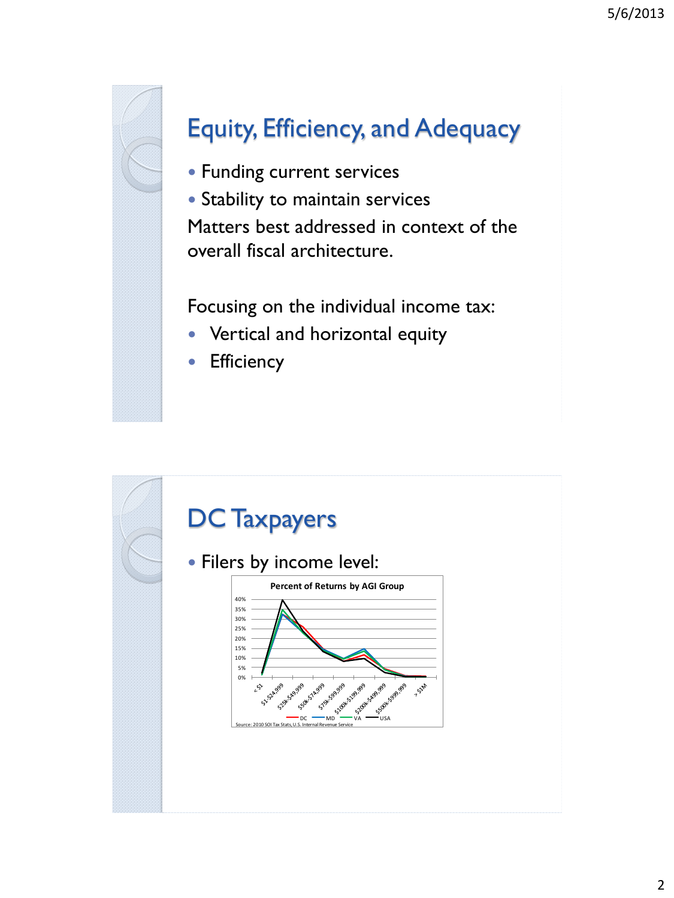## Equity, Efficiency, and Adequacy

- Funding current services
- Stability to maintain services

Matters best addressed in context of the overall fiscal architecture.

Focusing on the individual income tax:

- Vertical and horizontal equity
- Efficiency

## DC Taxpayers

- Filers by income level:

**Percent of Returns by AGI Group**

Source: 2010 SOI Tax Stats, U.S. Internal Revenue Service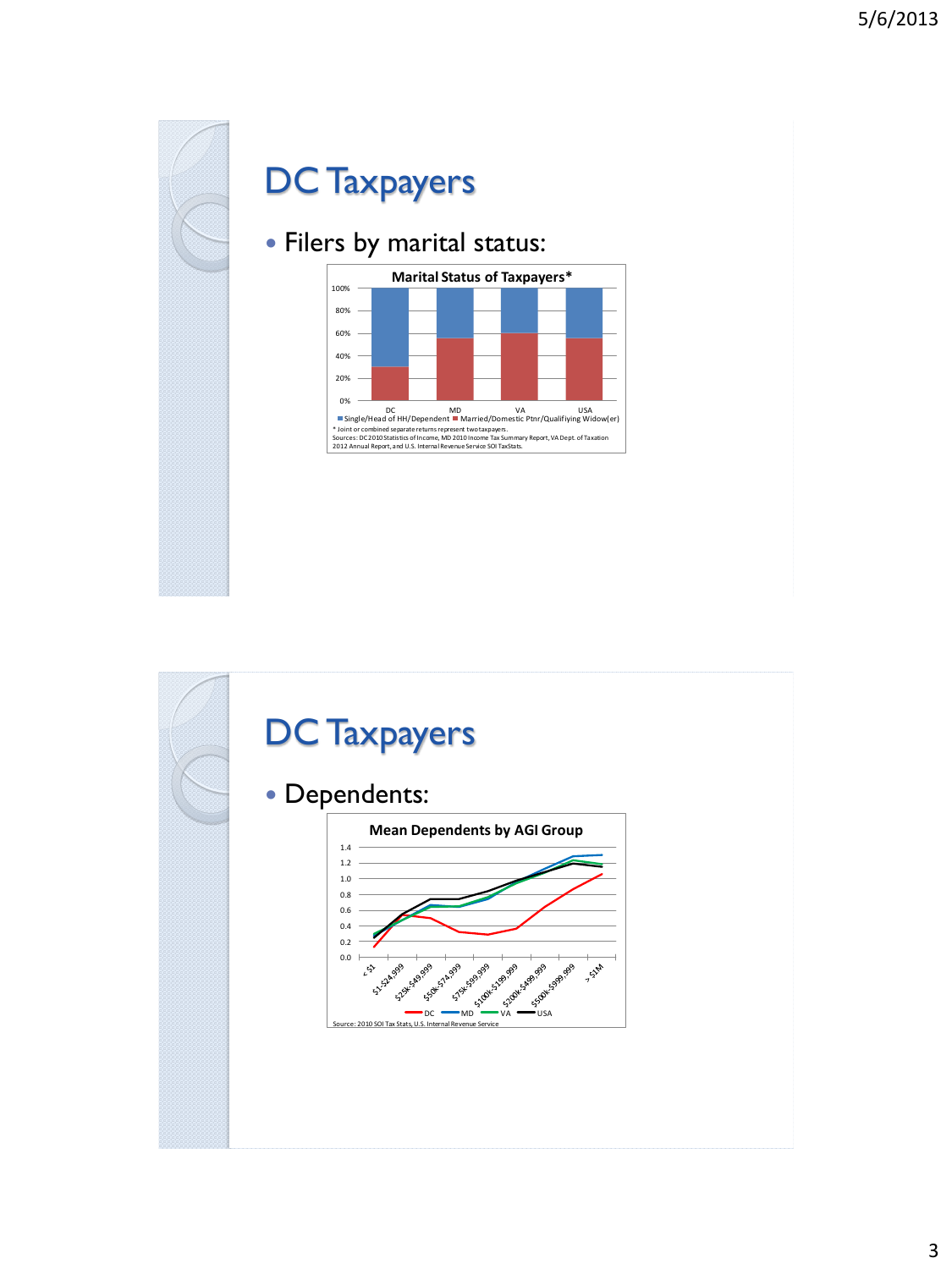# DC Taxpayers

- Filers by marital status:

**Marital Status of Taxpayers***

Single/Head of HH/Dependent ■ Married/Domestic Ptnr/Qualifiying Widow(er)

* Joint or combined separate returns represent two taxpayers.
Sources: DC 2010 Statistics of Income, MD 2010 Income Tax Summary Report, VA Dept. of Taxation 2012 Annual Report, and U.S. Internal Revenue Service SOI TaxStats.

# DC Taxpayers

- Dependents:

**Mean Dependents by AGI Group**

Source: 2010 SOI Tax Stats, U.S. Internal Revenue Service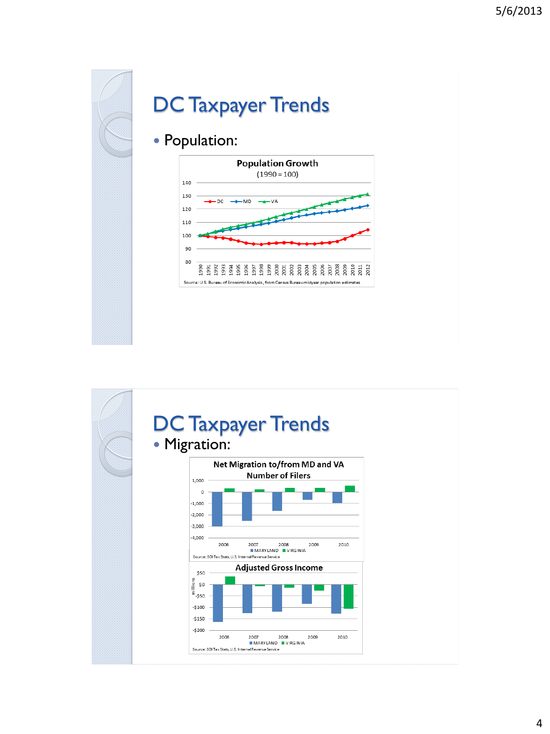# DC Taxpayer Trends

- Population:

**Population Growth**
(1990 = 100)

Legend: DC, MD, VA

Source: U.S. Bureau of Economic Analysis, from Census Bureau midyear population estimates

# DC Taxpayer Trends

- Migration:

**Net Migration to/from MD and VA**
**Number of Filers**

Legend: MARYLAND, VIRGINIA

Source: SOI Tax Stats, U.S. Internal Revenue Service

**Adjusted Gross Income**

Legend: MARYLAND, VIRGINIA

Source: SOI Tax Stats, U.S. Internal Revenue Service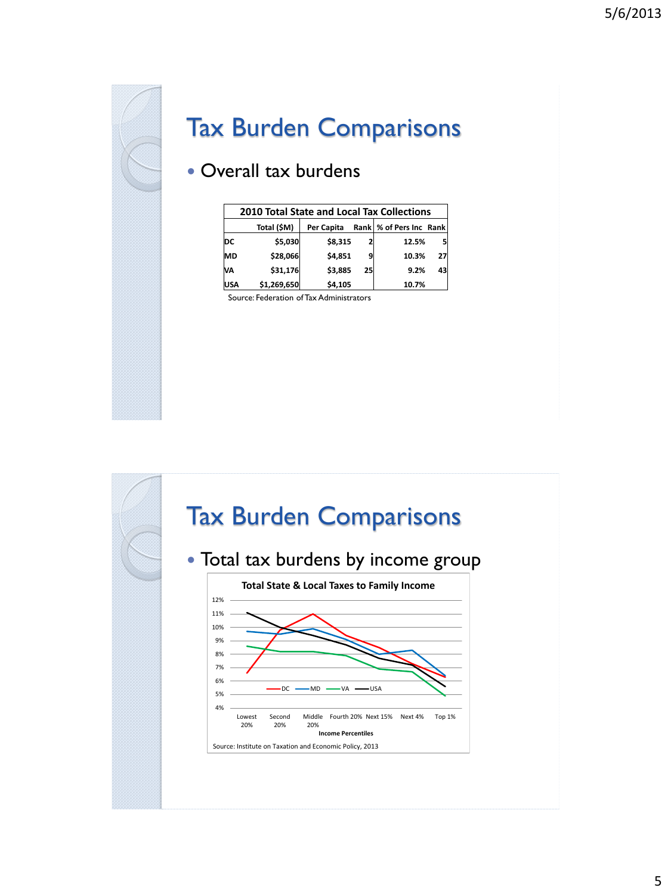# Tax Burden Comparisons

- Overall tax burdens

| 2010 Total State and Local Tax Collections | | | | | |
|---|---|---|---|---|---|
| | Total ($M) | Per Capita | Rank | % of Pers Inc | Rank |
| DC | $5,030 | $8,315 | 2 | 12.5% | 5 |
| MD | $28,066 | $4,851 | 9 | 10.3% | 27 |
| VA | $31,176 | $3,885 | 25 | 9.2% | 43 |
| USA | $1,269,650 | $4,105 | | 10.7% | |

Source: Federation of Tax Administrators

# Tax Burden Comparisons

- Total tax burdens by income group

**Total State & Local Taxes to Family Income**

Legend: DC, MD, VA, USA

Y-axis: 4% – 12%

X-axis (Income Percentiles): Lowest 20%, Second 20%, Middle 20%, Fourth 20%, Next 15%, Next 4%, Top 1%

Source: Institute on Taxation and Economic Policy, 2013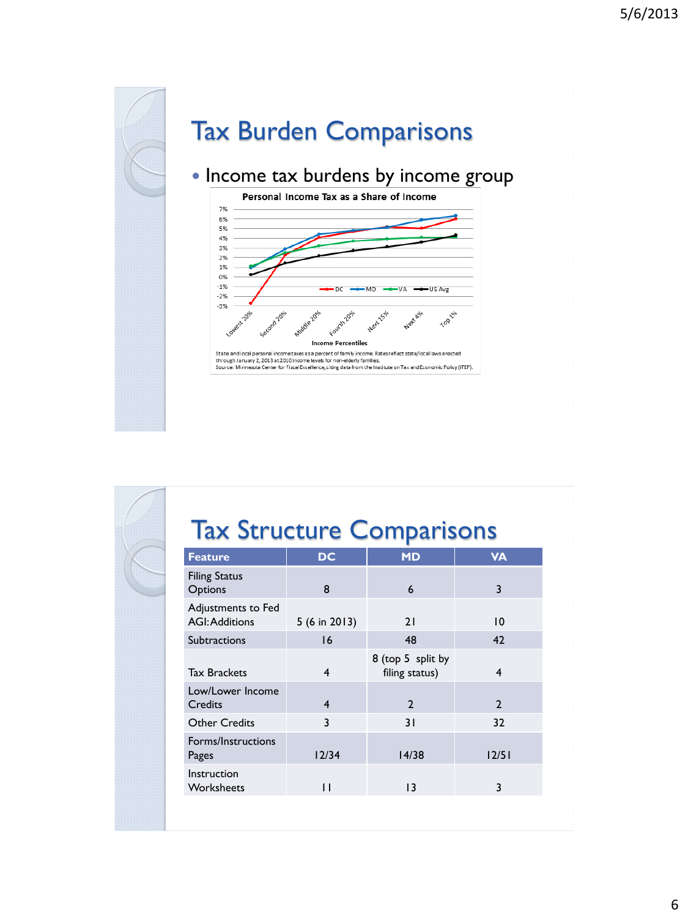# Tax Burden Comparisons

- Income tax burdens by income group

**Personal Income Tax as a Share of Income**

Legend: DC, MD, VA, US Avg

Income Percentiles: Lowest 20%, Second 20%, Middle 20%, Fourth 20%, Next 15%, Next 4%, Top 1%

State and local personal income taxes as a percent of family income. Rates reflect state/local laws enacted through January 2, 2013 at 2010 income levels for non-elderly families.
Source: Minnesota Center for Fiscal Excellence, citing data from the Institute on Tax and Economic Policy (ITEP).

# Tax Structure Comparisons

| Feature | DC | MD | VA |
|---|---|---|---|
| Filing Status Options | 8 | 6 | 3 |
| Adjustments to Fed AGI: Additions | 5 (6 in 2013) | 21 | 10 |
| Subtractions | 16 | 48 | 42 |
| Tax Brackets | 4 | 8 (top 5 split by filing status) | 4 |
| Low/Lower Income Credits | 4 | 2 | 2 |
| Other Credits | 3 | 31 | 32 |
| Forms/Instructions Pages | 12/34 | 14/38 | 12/51 |
| Instruction Worksheets | 11 | 13 | 3 |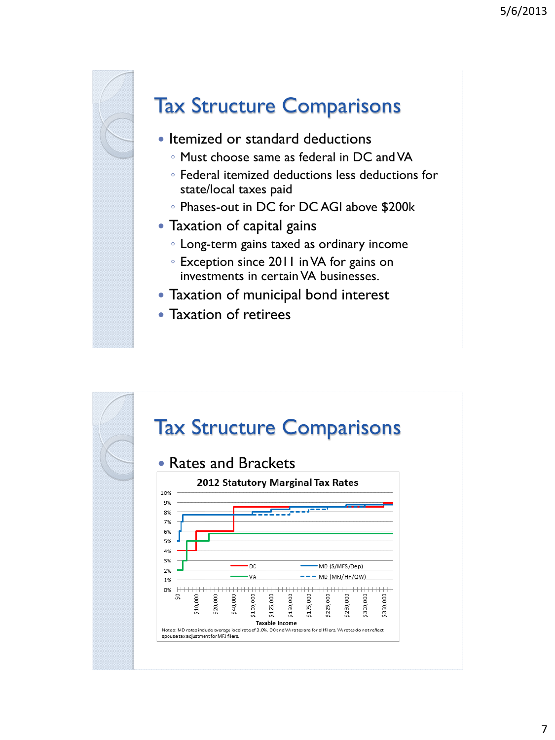# Tax Structure Comparisons

- Itemized or standard deductions
  - Must choose same as federal in DC and VA
  - Federal itemized deductions less deductions for state/local taxes paid
  - Phases-out in DC for DC AGI above $200k
- Taxation of capital gains
  - Long-term gains taxed as ordinary income
  - Exception since 2011 in VA for gains on investments in certain VA businesses.
- Taxation of municipal bond interest
- Taxation of retirees

# Tax Structure Comparisons

- Rates and Brackets

**2012 Statutory Marginal Tax Rates**

Legend: DC; VA; MD (S/MFS/Dep); MD (MFJ/HH/QW)

Y-axis: 0%, 1%, 2%, 3%, 4%, 5%, 6%, 7%, 8%, 9%, 10%

X-axis (Taxable Income): $0, $10,000, $20,000, $40,000, $100,000, $125,000, $150,000, $175,000, $225,000, $250,000, $300,000, $350,000

Notes: MD rates include average local rate of 3.0%. DC and VA rates are for all filers. VA rates do not reflect spouse tax adjustment for MFJ filers.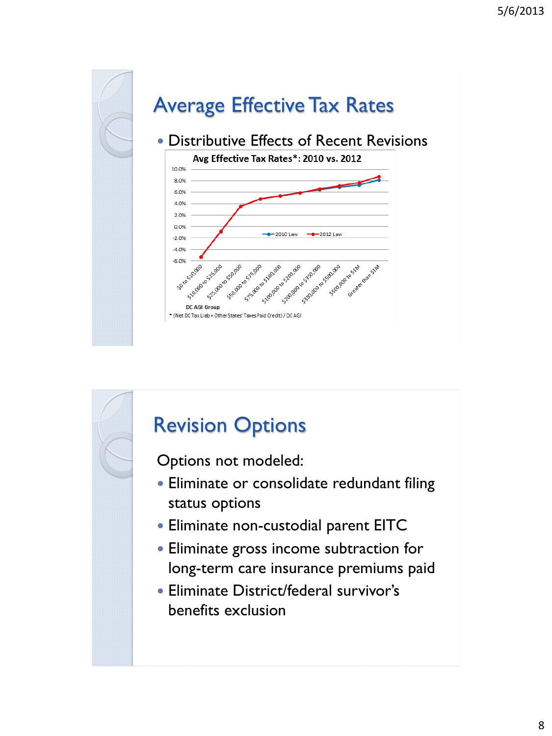## Average Effective Tax Rates

- Distributive Effects of Recent Revisions

**Avg Effective Tax Rates*: 2010 vs. 2012**

Legend: 2010 Law, 2012 Law

Y-axis: 10.0%, 8.0%, 6.0%, 4.0%, 2.0%, 0.0%, -2.0%, -4.0%, -6.0%

X-axis (DC AGI Group): $0 to $10,000; $10,000 to $25,000; $25,000 to $50,000; $50,000 to $75,000; $75,000 to $100,000; $100,000 to $200,000; $200,000 to $350,000; $350,000 to $500,000; $500,000 to $1M; Greater than $1M

* (Net DC Tax Liab + Other States' Taxes Paid Credit) / DC AGI

## Revision Options

Options not modeled:

- Eliminate or consolidate redundant filing status options
- Eliminate non-custodial parent EITC
- Eliminate gross income subtraction for long-term care insurance premiums paid
- Eliminate District/federal survivor's benefits exclusion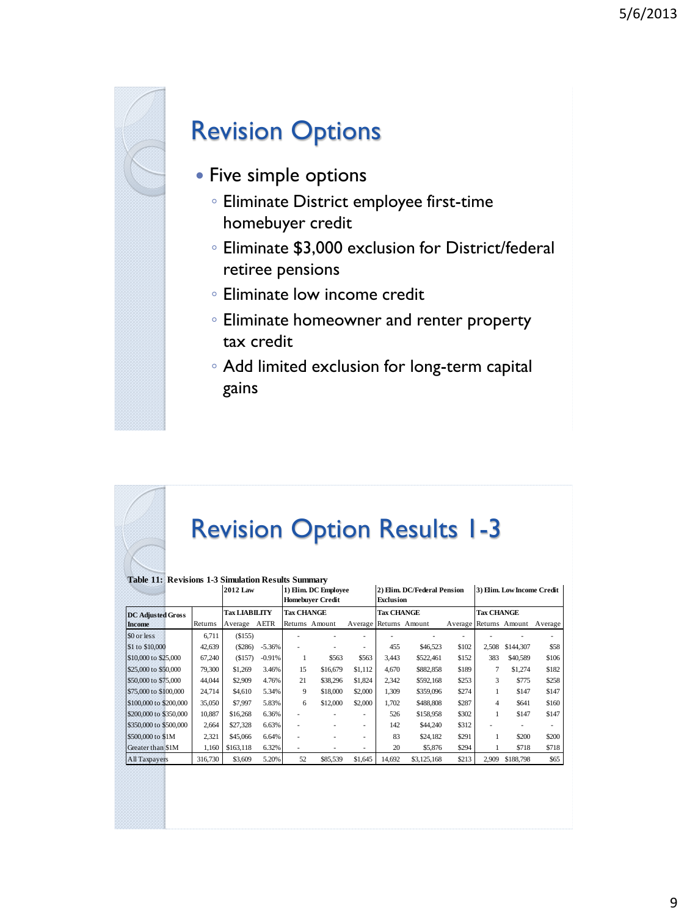# Revision Options

- Five simple options
  - Eliminate District employee first-time homebuyer credit
  - Eliminate $3,000 exclusion for District/federal retiree pensions
  - Eliminate low income credit
  - Eliminate homeowner and renter property tax credit
  - Add limited exclusion for long-term capital gains

# Revision Option Results 1-3

**Table 11: Revisions 1-3 Simulation Results Summary**

| | | 2012 Law | | 1) Elim. DC Employee Homebuyer Credit | | | 2) Elim. DC/Federal Pension Exclusion | | | 3) Elim. Low Income Credit | | |
|---|---|---|---|---|---|---|---|---|---|---|---|---|
| **DC Adjusted Gross Income** | Returns | **Tax LIABILITY** Average | AETR | **Tax CHANGE** Returns | Amount | Average | **Tax CHANGE** Returns | Amount | Average | **Tax CHANGE** Returns | Amount | Average |
| $0 or less | 6,711 | ($155) | | - | - | - | - | - | - | - | - | - |
| $1 to $10,000 | 42,639 | ($286) | -5.36% | - | - | - | 455 | $46,523 | $102 | 2,508 | $144,307 | $58 |
| $10,000 to $25,000 | 67,240 | ($157) | -0.91% | 1 | $563 | $563 | 3,443 | $522,461 | $152 | 383 | $40,589 | $106 |
| $25,000 to $50,000 | 79,300 | $1,269 | 3.46% | 15 | $16,679 | $1,112 | 4,670 | $882,858 | $189 | 7 | $1,274 | $182 |
| $50,000 to $75,000 | 44,044 | $2,909 | 4.76% | 21 | $38,296 | $1,824 | 2,342 | $592,168 | $253 | 3 | $775 | $258 |
| $75,000 to $100,000 | 24,714 | $4,610 | 5.34% | 9 | $18,000 | $2,000 | 1,309 | $359,096 | $274 | 1 | $147 | $147 |
| $100,000 to $200,000 | 35,050 | $7,997 | 5.83% | 6 | $12,000 | $2,000 | 1,702 | $488,808 | $287 | 4 | $641 | $160 |
| $200,000 to $350,000 | 10,887 | $16,268 | 6.36% | - | - | - | 526 | $158,958 | $302 | 1 | $147 | $147 |
| $350,000 to $500,000 | 2,664 | $27,328 | 6.63% | - | - | - | 142 | $44,240 | $312 | - | - | - |
| $500,000 to $1M | 2,321 | $45,066 | 6.64% | - | - | - | 83 | $24,182 | $291 | 1 | $200 | $200 |
| Greater than $1M | 1,160 | $163,118 | 6.32% | - | - | - | 20 | $5,876 | $294 | 1 | $718 | $718 |
| All Taxpayers | 316,730 | $3,609 | 5.20% | 52 | $85,539 | $1,645 | 14,692 | $3,125,168 | $213 | 2,909 | $188,798 | $65 |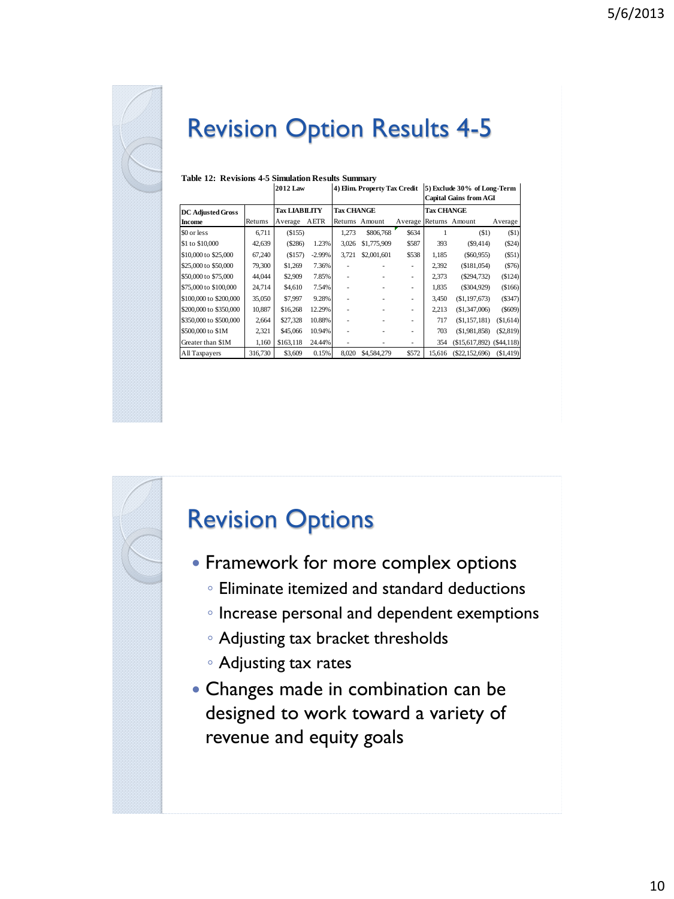## Revision Option Results 4-5

**Table 12: Revisions 4-5 Simulation Results Summary**

| | | 2012 Law | | 4) Elim. Property Tax Credit | | | 5) Exclude 30% of Long-Term Capital Gains from AGI | | |
|---|---|---|---|---|---|---|---|---|---|
| **DC Adjusted Gross Income** | Returns | **Tax LIABILITY** Average | AETR | **Tax CHANGE** Returns | Amount | Average | **Tax CHANGE** Returns | Amount | Average |
| $0 or less | 6,711 | ($155) | | 1,273 | $806,768 | $634 | 1 | ($1) | ($1) |
| $1 to $10,000 | 42,639 | ($286) | 1.23% | 3,026 | $1,775,909 | $587 | 393 | ($9,414) | ($24) |
| $10,000 to $25,000 | 67,240 | ($157) | -2.99% | 3,721 | $2,001,601 | $538 | 1,185 | ($60,955) | ($51) |
| $25,000 to $50,000 | 79,300 | $1,269 | 7.36% | - | - | - | 2,392 | ($181,054) | ($76) |
| $50,000 to $75,000 | 44,044 | $2,909 | 7.85% | - | - | - | 2,373 | ($294,732) | ($124) |
| $75,000 to $100,000 | 24,714 | $4,610 | 7.54% | - | - | - | 1,835 | ($304,929) | ($166) |
| $100,000 to $200,000 | 35,050 | $7,997 | 9.28% | - | - | - | 3,450 | ($1,197,673) | ($347) |
| $200,000 to $350,000 | 10,887 | $16,268 | 12.29% | - | - | - | 2,213 | ($1,347,006) | ($609) |
| $350,000 to $500,000 | 2,664 | $27,328 | 10.88% | - | - | - | 717 | ($1,157,181) | ($1,614) |
| $500,000 to $1M | 2,321 | $45,066 | 10.94% | - | - | - | 703 | ($1,981,858) | ($2,819) |
| Greater than $1M | 1,160 | $163,118 | 24.44% | - | - | - | 354 | ($15,617,892) | ($44,118) |
| All Taxpayers | 316,730 | $3,609 | 0.15% | 8,020 | $4,584,279 | $572 | 15,616 | ($22,152,696) | ($1,419) |

## Revision Options

- Framework for more complex options
  - Eliminate itemized and standard deductions
  - Increase personal and dependent exemptions
  - Adjusting tax bracket thresholds
  - Adjusting tax rates
- Changes made in combination can be designed to work toward a variety of revenue and equity goals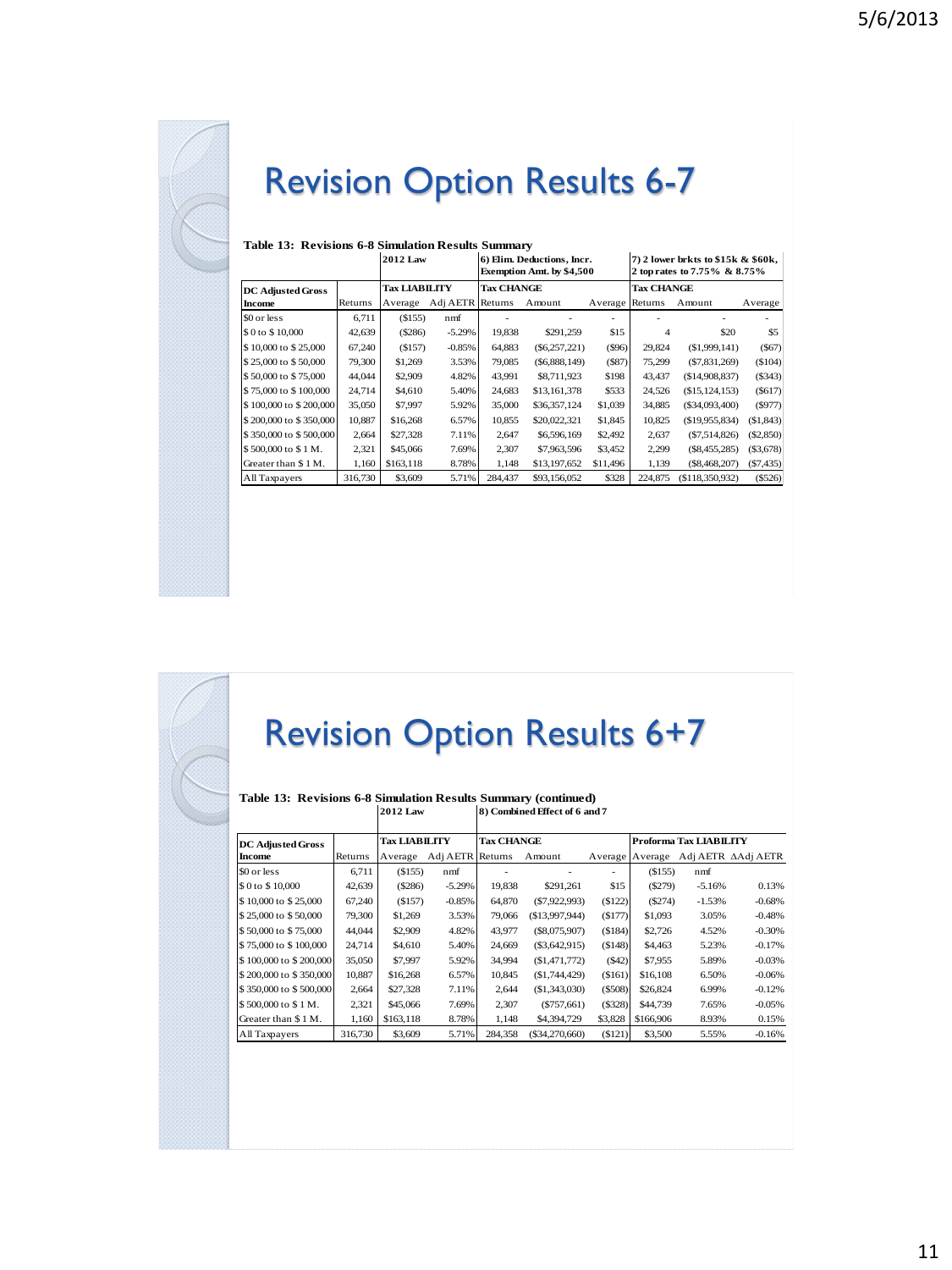# Revision Option Results 6-7

**Table 13: Revisions 6-8 Simulation Results Summary**

| | | 2012 Law | | 6) Elim. Deductions, Incr. Exemption Amt. by $4,500 | | | 7) 2 lower brkts to $15k & $60k, 2 top rates to 7.75% & 8.75% | | |
|---|---|---|---|---|---|---|---|---|---|
| | | Tax LIABILITY | | Tax CHANGE | | | Tax CHANGE | | |
| DC Adjusted Gross Income | Returns | Average | Adj AETR | Returns | Amount | Average | Returns | Amount | Average |
| $0 or less | 6,711 | ($155) | nmf | - | - | - | - | - | - |
| $ 0 to $ 10,000 | 42,639 | ($286) | -5.29% | 19,838 | $291,259 | $15 | 4 | $20 | $5 |
| $ 10,000 to $ 25,000 | 67,240 | ($157) | -0.85% | 64,883 | ($6,257,221) | ($96) | 29,824 | ($1,999,141) | ($67) |
| $ 25,000 to $ 50,000 | 79,300 | $1,269 | 3.53% | 79,085 | ($6,888,149) | ($87) | 75,299 | ($7,831,269) | ($104) |
| $ 50,000 to $ 75,000 | 44,044 | $2,909 | 4.82% | 43,991 | $8,711,923 | $198 | 43,437 | ($14,908,837) | ($343) |
| $ 75,000 to $ 100,000 | 24,714 | $4,610 | 5.40% | 24,683 | $13,161,378 | $533 | 24,526 | ($15,124,153) | ($617) |
| $ 100,000 to $ 200,000 | 35,050 | $7,997 | 5.92% | 35,000 | $36,357,124 | $1,039 | 34,885 | ($34,093,400) | ($977) |
| $ 200,000 to $ 350,000 | 10,887 | $16,268 | 6.57% | 10,855 | $20,022,321 | $1,845 | 10,825 | ($19,955,834) | ($1,843) |
| $ 350,000 to $ 500,000 | 2,664 | $27,328 | 7.11% | 2,647 | $6,596,169 | $2,492 | 2,637 | ($7,514,826) | ($2,850) |
| $ 500,000 to $ 1 M. | 2,321 | $45,066 | 7.69% | 2,307 | $7,963,596 | $3,452 | 2,299 | ($8,455,285) | ($3,678) |
| Greater than $ 1 M. | 1,160 | $163,118 | 8.78% | 1,148 | $13,197,652 | $11,496 | 1,139 | ($8,468,207) | ($7,435) |
| All Taxpayers | 316,730 | $3,609 | 5.71% | 284,437 | $93,156,052 | $328 | 224,875 | ($118,350,932) | ($526) |

# Revision Option Results 6+7

**Table 13: Revisions 6-8 Simulation Results Summary (continued)**

| | | 2012 Law | | 8) Combined Effect of 6 and 7 | | | | | |
|---|---|---|---|---|---|---|---|---|---|
| | | Tax LIABILITY | | Tax CHANGE | | | Proforma Tax LIABILITY | | |
| DC Adjusted Gross Income | Returns | Average | Adj AETR | Returns | Amount | Average | Average | Adj AETR | ΔAdj AETR |
| $0 or less | 6,711 | ($155) | nmf | - | - | - | ($155) | nmf | |
| $ 0 to $ 10,000 | 42,639 | ($286) | -5.29% | 19,838 | $291,261 | $15 | ($279) | -5.16% | 0.13% |
| $ 10,000 to $ 25,000 | 67,240 | ($157) | -0.85% | 64,870 | ($7,922,993) | ($122) | ($274) | -1.53% | -0.68% |
| $ 25,000 to $ 50,000 | 79,300 | $1,269 | 3.53% | 79,066 | ($13,997,944) | ($177) | $1,093 | 3.05% | -0.48% |
| $ 50,000 to $ 75,000 | 44,044 | $2,909 | 4.82% | 43,977 | ($8,075,907) | ($184) | $2,726 | 4.52% | -0.30% |
| $ 75,000 to $ 100,000 | 24,714 | $4,610 | 5.40% | 24,669 | ($3,642,915) | ($148) | $4,463 | 5.23% | -0.17% |
| $ 100,000 to $ 200,000 | 35,050 | $7,997 | 5.92% | 34,994 | ($1,471,772) | ($42) | $7,955 | 5.89% | -0.03% |
| $ 200,000 to $ 350,000 | 10,887 | $16,268 | 6.57% | 10,845 | ($1,744,429) | ($161) | $16,108 | 6.50% | -0.06% |
| $ 350,000 to $ 500,000 | 2,664 | $27,328 | 7.11% | 2,644 | ($1,343,030) | ($508) | $26,824 | 6.99% | -0.12% |
| $ 500,000 to $ 1 M. | 2,321 | $45,066 | 7.69% | 2,307 | ($757,661) | ($328) | $44,739 | 7.65% | -0.05% |
| Greater than $ 1 M. | 1,160 | $163,118 | 8.78% | 1,148 | $4,394,729 | $3,828 | $166,906 | 8.93% | 0.15% |
| All Taxpayers | 316,730 | $3,609 | 5.71% | 284,358 | ($34,270,660) | ($121) | $3,500 | 5.55% | -0.16% |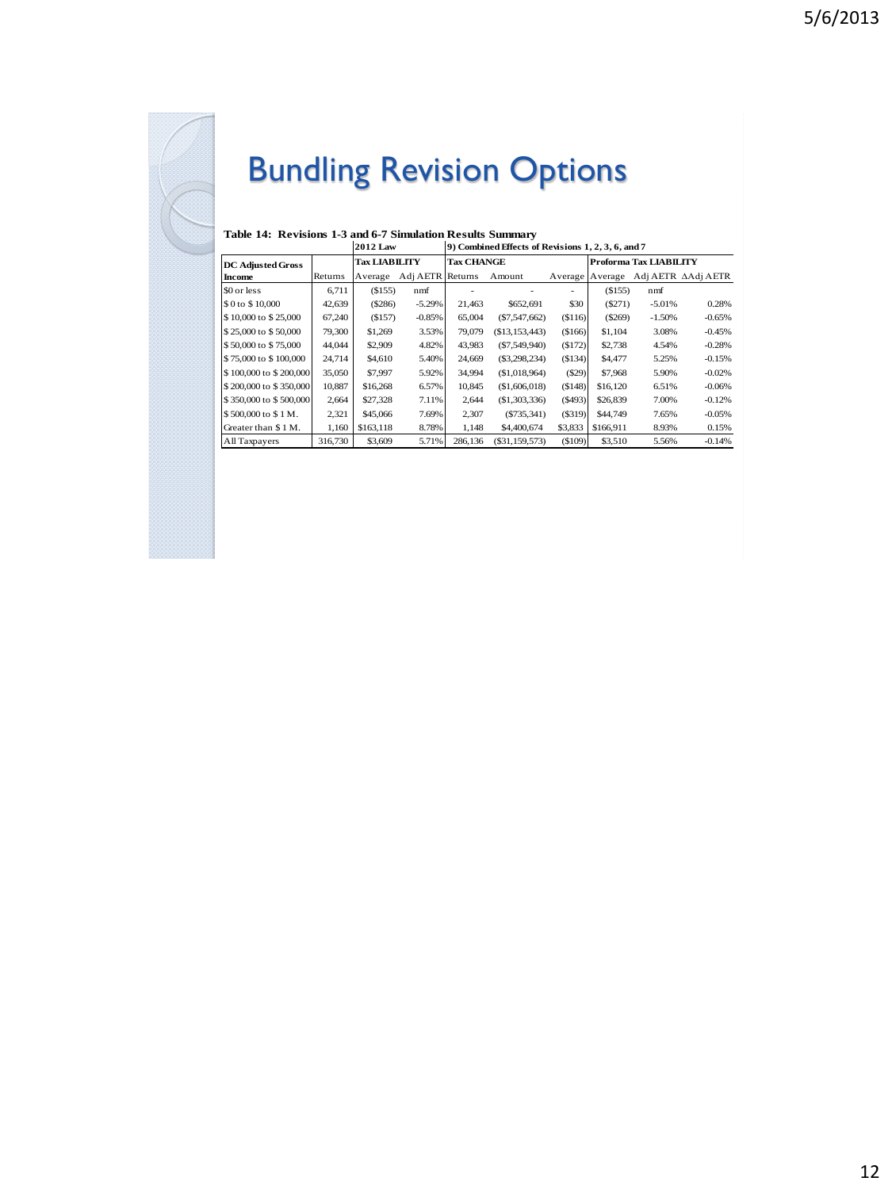# Bundling Revision Options

**Table 14: Revisions 1-3 and 6-7 Simulation Results Summary**

| | | 2012 Law | | 9) Combined Effects of Revisions 1, 2, 3, 6, and 7 | | | | | |
|---|---|---|---|---|---|---|---|---|---|
| | | **Tax LIABILITY** | | **Tax CHANGE** | | | **Proforma Tax LIABILITY** | | |
| **DC Adjusted Gross Income** | Returns | Average | Adj AETR | Returns | Amount | Average | Average | Adj AETR | ΔAdj AETR |
| $0 or less | 6,711 | ($155) | nmf | - | - | - | ($155) | nmf | |
| $ 0 to $ 10,000 | 42,639 | ($286) | -5.29% | 21,463 | $652,691 | $30 | ($271) | -5.01% | 0.28% |
| $ 10,000 to $ 25,000 | 67,240 | ($157) | -0.85% | 65,004 | ($7,547,662) | ($116) | ($269) | -1.50% | -0.65% |
| $ 25,000 to $ 50,000 | 79,300 | $1,269 | 3.53% | 79,079 | ($13,153,443) | ($166) | $1,104 | 3.08% | -0.45% |
| $ 50,000 to $ 75,000 | 44,044 | $2,909 | 4.82% | 43,983 | ($7,549,940) | ($172) | $2,738 | 4.54% | -0.28% |
| $ 75,000 to $ 100,000 | 24,714 | $4,610 | 5.40% | 24,669 | ($3,298,234) | ($134) | $4,477 | 5.25% | -0.15% |
| $ 100,000 to $ 200,000 | 35,050 | $7,997 | 5.92% | 34,994 | ($1,018,964) | ($29) | $7,968 | 5.90% | -0.02% |
| $ 200,000 to $ 350,000 | 10,887 | $16,268 | 6.57% | 10,845 | ($1,606,018) | ($148) | $16,120 | 6.51% | -0.06% |
| $ 350,000 to $ 500,000 | 2,664 | $27,328 | 7.11% | 2,644 | ($1,303,336) | ($493) | $26,839 | 7.00% | -0.12% |
| $ 500,000 to $ 1 M. | 2,321 | $45,066 | 7.69% | 2,307 | ($735,341) | ($319) | $44,749 | 7.65% | -0.05% |
| Greater than $ 1 M. | 1,160 | $163,118 | 8.78% | 1,148 | $4,400,674 | $3,833 | $166,911 | 8.93% | 0.15% |
| All Taxpayers | 316,730 | $3,609 | 5.71% | 286,136 | ($31,159,573) | ($109) | $3,510 | 5.56% | -0.14% |